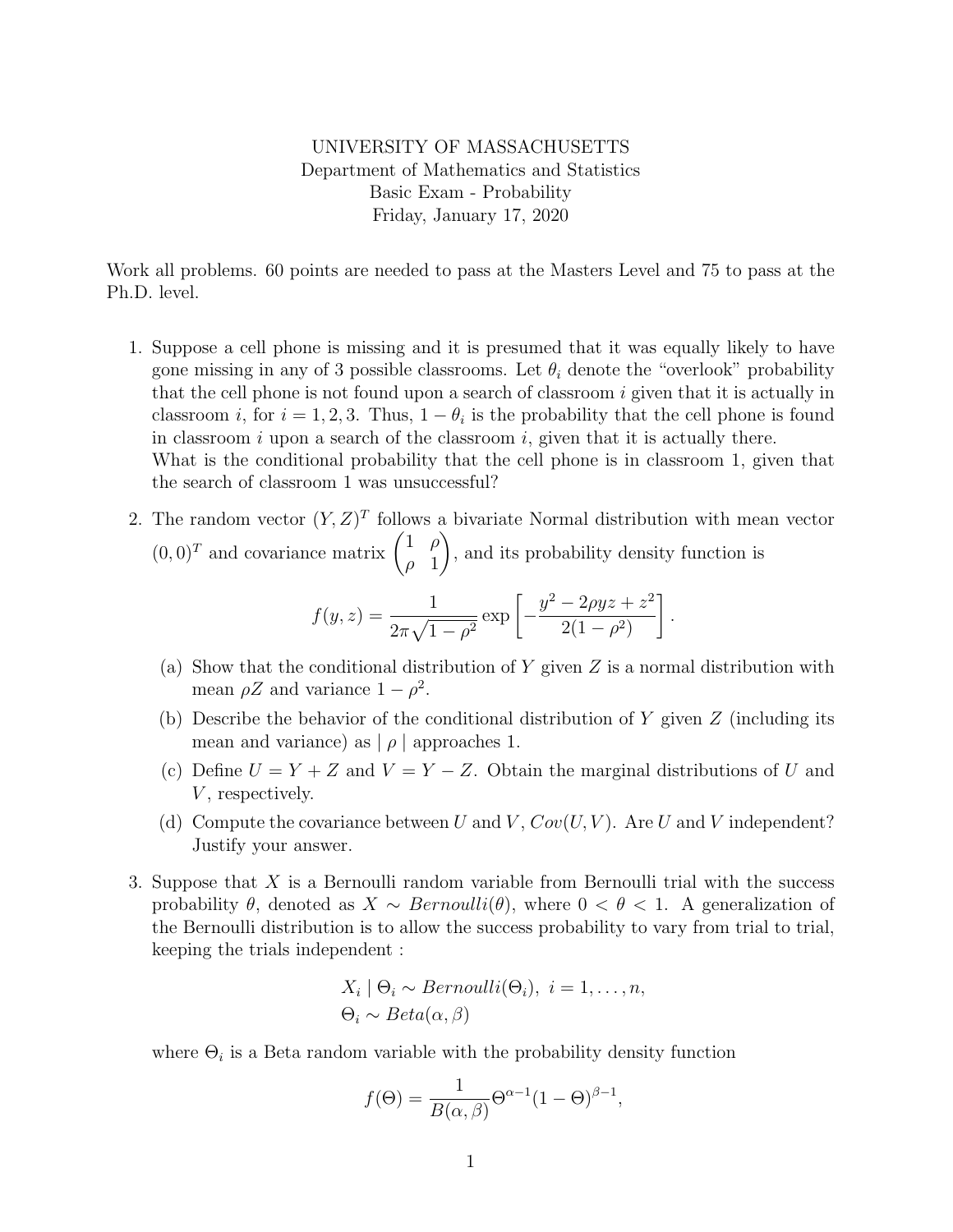UNIVERSITY OF MASSACHUSETTS
Department of Mathematics and Statistics
Basic Exam - Probability
Friday, January 17, 2020

Work all problems. 60 points are needed to pass at the Masters Level and 75 to pass at the Ph.D. level.

1. Suppose a cell phone is missing and it is presumed that it was equally likely to have gone missing in any of 3 possible classrooms. Let $\theta_i$ denote the "overlook" probability that the cell phone is not found upon a search of classroom $i$ given that it is actually in classroom $i$, for $i = 1, 2, 3$. Thus, $1 - \theta_i$ is the probability that the cell phone is found in classroom $i$ upon a search of the classroom $i$, given that it is actually there.
   What is the conditional probability that the cell phone is in classroom 1, given that the search of classroom 1 was unsuccessful?

2. The random vector $(Y, Z)^T$ follows a bivariate Normal distribution with mean vector $(0, 0)^T$ and covariance matrix $\begin{pmatrix} 1 & \rho \\ \rho & 1 \end{pmatrix}$, and its probability density function is

$$f(y, z) = \frac{1}{2\pi\sqrt{1-\rho^2}} \exp\left[-\frac{y^2 - 2\rho yz + z^2}{2(1-\rho^2)}\right].$$

   (a) Show that the conditional distribution of $Y$ given $Z$ is a normal distribution with mean $\rho Z$ and variance $1 - \rho^2$.

   (b) Describe the behavior of the conditional distribution of $Y$ given $Z$ (including its mean and variance) as $|\, \rho \,|$ approaches 1.

   (c) Define $U = Y + Z$ and $V = Y - Z$. Obtain the marginal distributions of $U$ and $V$, respectively.

   (d) Compute the covariance between $U$ and $V$, $Cov(U, V)$. Are $U$ and $V$ independent? Justify your answer.

3. Suppose that $X$ is a Bernoulli random variable from Bernoulli trial with the success probability $\theta$, denoted as $X \sim Bernoulli(\theta)$, where $0 < \theta < 1$. A generalization of the Bernoulli distribution is to allow the success probability to vary from trial to trial, keeping the trials independent :

$$X_i \mid \Theta_i \sim Bernoulli(\Theta_i), \; i = 1, \ldots, n,$$
$$\Theta_i \sim Beta(\alpha, \beta)$$

   where $\Theta_i$ is a Beta random variable with the probability density function

$$f(\Theta) = \frac{1}{B(\alpha, \beta)} \Theta^{\alpha-1}(1-\Theta)^{\beta-1},$$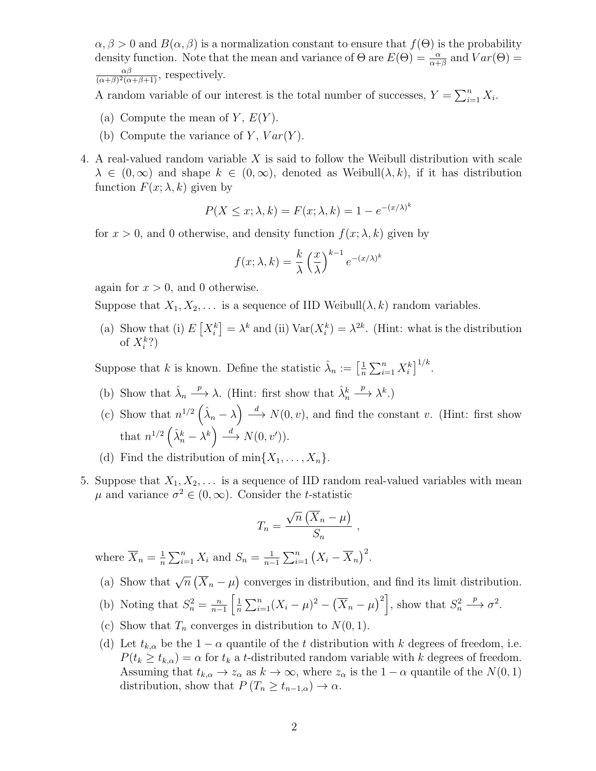$\alpha, \beta > 0$ and $B(\alpha, \beta)$ is a normalization constant to ensure that $f(\Theta)$ is the probability density function. Note that the mean and variance of $\Theta$ are $E(\Theta) = \frac{\alpha}{\alpha+\beta}$ and $Var(\Theta) = \frac{\alpha\beta}{(\alpha+\beta)^2(\alpha+\beta+1)}$, respectively.

A random variable of our interest is the total number of successes, $Y = \sum_{i=1}^n X_i$.

(a) Compute the mean of $Y$, $E(Y)$.

(b) Compute the variance of $Y$, $Var(Y)$.

4. A real-valued random variable $X$ is said to follow the Weibull distribution with scale $\lambda \in (0, \infty)$ and shape $k \in (0, \infty)$, denoted as Weibull$(\lambda, k)$, if it has distribution function $F(x; \lambda, k)$ given by

$$P(X \le x; \lambda, k) = F(x; \lambda, k) = 1 - e^{-(x/\lambda)^k}$$

for $x > 0$, and 0 otherwise, and density function $f(x; \lambda, k)$ given by

$$f(x; \lambda, k) = \frac{k}{\lambda}\left(\frac{x}{\lambda}\right)^{k-1} e^{-(x/\lambda)^k}$$

again for $x > 0$, and 0 otherwise.

Suppose that $X_1, X_2, \ldots$ is a sequence of IID Weibull$(\lambda, k)$ random variables.

(a) Show that (i) $E\left[X_i^k\right] = \lambda^k$ and (ii) $\text{Var}(X_i^k) = \lambda^{2k}$. (Hint: what is the distribution of $X_i^k$?)

Suppose that $k$ is known. Define the statistic $\hat{\lambda}_n := \left[\frac{1}{n}\sum_{i=1}^n X_i^k\right]^{1/k}$.

(b) Show that $\hat{\lambda}_n \xrightarrow{p} \lambda$. (Hint: first show that $\hat{\lambda}_n^k \xrightarrow{p} \lambda^k$.)

(c) Show that $n^{1/2}\left(\hat{\lambda}_n - \lambda\right) \xrightarrow{d} N(0, v)$, and find the constant $v$. (Hint: first show that $n^{1/2}\left(\hat{\lambda}_n^k - \lambda^k\right) \xrightarrow{d} N(0, v')$).

(d) Find the distribution of $\min\{X_1, \ldots, X_n\}$.

5. Suppose that $X_1, X_2, \ldots$ is a sequence of IID random real-valued variables with mean $\mu$ and variance $\sigma^2 \in (0, \infty)$. Consider the $t$-statistic

$$T_n = \frac{\sqrt{n}\left(\overline{X}_n - \mu\right)}{S_n},$$

where $\overline{X}_n = \frac{1}{n}\sum_{i=1}^n X_i$ and $S_n = \frac{1}{n-1}\sum_{i=1}^n \left(X_i - \overline{X}_n\right)^2$.

(a) Show that $\sqrt{n}\left(\overline{X}_n - \mu\right)$ converges in distribution, and find its limit distribution.

(b) Noting that $S_n^2 = \frac{n}{n-1}\left[\frac{1}{n}\sum_{i=1}^n (X_i - \mu)^2 - \left(\overline{X}_n - \mu\right)^2\right]$, show that $S_n^2 \xrightarrow{p} \sigma^2$.

(c) Show that $T_n$ converges in distribution to $N(0, 1)$.

(d) Let $t_{k,\alpha}$ be the $1 - \alpha$ quantile of the $t$ distribution with $k$ degrees of freedom, i.e. $P(t_k \ge t_{k,\alpha}) = \alpha$ for $t_k$ a $t$-distributed random variable with $k$ degrees of freedom. Assuming that $t_{k,\alpha} \to z_\alpha$ as $k \to \infty$, where $z_\alpha$ is the $1 - \alpha$ quantile of the $N(0, 1)$ distribution, show that $P\left(T_n \ge t_{n-1,\alpha}\right) \to \alpha$.